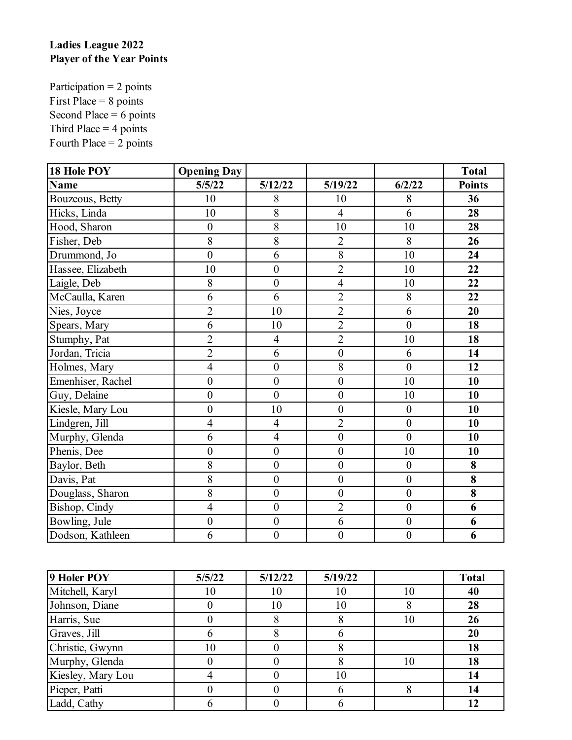**Ladies League 2022**
**Player of the Year Points**

Participation = 2 points
First Place = 8 points
Second Place = 6 points
Third Place = 4 points
Fourth Place = 2 points

| 18 Hole POY | Opening Day | | | | Total |
|---|---|---|---|---|---|
| Name | 5/5/22 | 5/12/22 | 5/19/22 | 6/2/22 | Points |
| Bouzeous, Betty | 10 | 8 | 10 | 8 | **36** |
| Hicks, Linda | 10 | 8 | 4 | 6 | **28** |
| Hood, Sharon | 0 | 8 | 10 | 10 | **28** |
| Fisher, Deb | 8 | 8 | 2 | 8 | **26** |
| Drummond, Jo | 0 | 6 | 8 | 10 | **24** |
| Hassee, Elizabeth | 10 | 0 | 2 | 10 | **22** |
| Laigle, Deb | 8 | 0 | 4 | 10 | **22** |
| McCaulla, Karen | 6 | 6 | 2 | 8 | **22** |
| Nies, Joyce | 2 | 10 | 2 | 6 | **20** |
| Spears, Mary | 6 | 10 | 2 | 0 | **18** |
| Stumphy, Pat | 2 | 4 | 2 | 10 | **18** |
| Jordan, Tricia | 2 | 6 | 0 | 6 | **14** |
| Holmes, Mary | 4 | 0 | 8 | 0 | **12** |
| Emenhiser, Rachel | 0 | 0 | 0 | 10 | **10** |
| Guy, Delaine | 0 | 0 | 0 | 10 | **10** |
| Kiesle, Mary Lou | 0 | 10 | 0 | 0 | **10** |
| Lindgren, Jill | 4 | 4 | 2 | 0 | **10** |
| Murphy, Glenda | 6 | 4 | 0 | 0 | **10** |
| Phenis, Dee | 0 | 0 | 0 | 10 | **10** |
| Baylor, Beth | 8 | 0 | 0 | 0 | **8** |
| Davis, Pat | 8 | 0 | 0 | 0 | **8** |
| Douglass, Sharon | 8 | 0 | 0 | 0 | **8** |
| Bishop, Cindy | 4 | 0 | 2 | 0 | **6** |
| Bowling, Jule | 0 | 0 | 6 | 0 | **6** |
| Dodson, Kathleen | 6 | 0 | 0 | 0 | **6** |

| 9 Holer POY | 5/5/22 | 5/12/22 | 5/19/22 | | Total |
|---|---|---|---|---|---|
| Mitchell, Karyl | 10 | 10 | 10 | 10 | **40** |
| Johnson, Diane | 0 | 10 | 10 | 8 | **28** |
| Harris, Sue | 0 | 8 | 8 | 10 | **26** |
| Graves, Jill | 6 | 8 | 6 | | **20** |
| Christie, Gwynn | 10 | 0 | 8 | | **18** |
| Murphy, Glenda | 0 | 0 | 8 | 10 | **18** |
| Kiesley, Mary Lou | 4 | 0 | 10 | | **14** |
| Pieper, Patti | 0 | 0 | 6 | 8 | **14** |
| Ladd, Cathy | 6 | 0 | 6 | | **12** |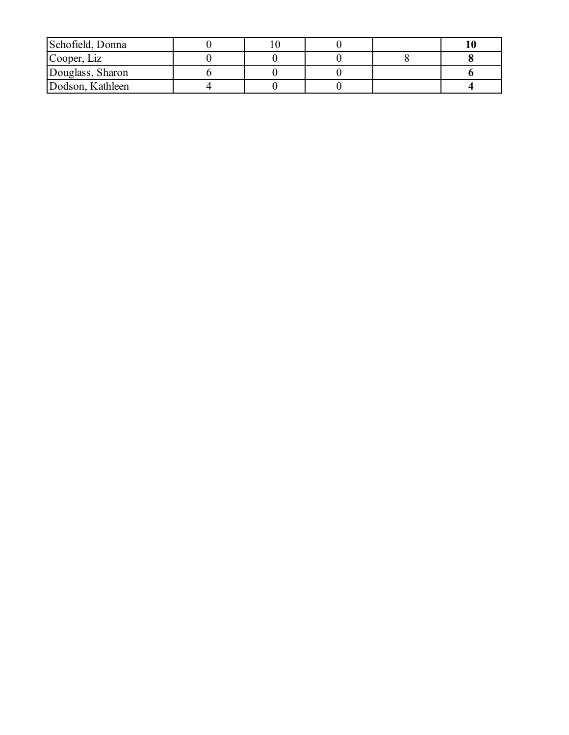| | | | | | |
|---|---|---|---|---|---|
| Schofield, Donna | 0 | 10 | 0 | | **10** |
| Cooper, Liz | 0 | 0 | 0 | 8 | **8** |
| Douglass, Sharon | 6 | 0 | 0 | | **6** |
| Dodson, Kathleen | 4 | 0 | 0 | | **4** |